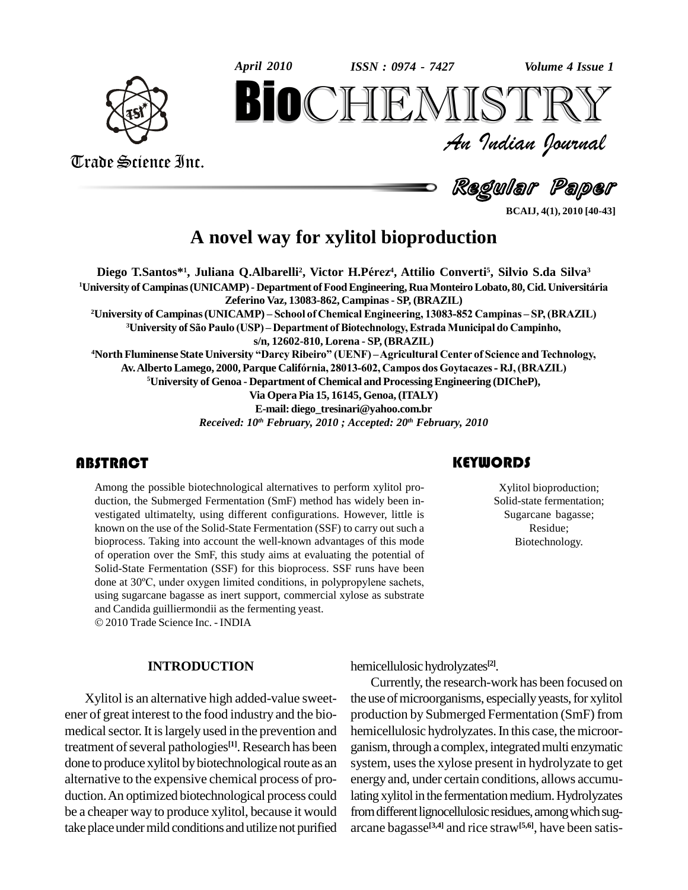# A novel way for xylitol bioproduction

**Diego T.Santos*[1], Juliana Q.Albarelli[2], Victor H.Pérez[4], Attilio Converti[5], Silvio S.da Silva[3]**

[1]University of Campinas (UNICAMP) - Department of Food Engineering, Rua Monteiro Lobato, 80, Cid. Universitária Zeferino Vaz, 13083-862, Campinas - SP, (BRAZIL)

[2]University of Campinas (UNICAMP) – School of Chemical Engineering, 13083-852 Campinas – SP, (BRAZIL)

[3]University of São Paulo (USP) – Department of Biotechnology, Estrada Municipal do Campinho, s/n, 12602-810, Lorena - SP, (BRAZIL)

[4]North Fluminense State University "Darcy Ribeiro" (UENF) – Agricultural Center of Science and Technology, Av. Alberto Lamego, 2000, Parque Califórnia, 28013-602, Campos dos Goytacazes - RJ, (BRAZIL)

[5]University of Genoa - Department of Chemical and Processing Engineering (DIChePP),
Via Opera Pia 15, 16145, Genoa, (ITALY)

E-mail: diego_tresinari@yahoo.com.br

*Received: 10th February, 2010 ; Accepted: 20th February, 2010*

## ABSTRACT

Among the possible biotechnological alternatives to perform xylitol production, the Submerged Fermentation (SmF) method has widely been investigated ultimatelty, using different configurations. However, little is known on the use of the Solid-State Fermentation (SSF) to carry out such a bioprocess. Taking into account the well-known advantages of this mode of operation over the SmF, this study aims at evaluating the potential of Solid-State Fermentation (SSF) for this bioprocess. SSF runs have been done at 30ºC, under oxygen limited conditions, in polypropylene sachets, using sugarcane bagasse as inert support, commercial xylose as substrate and Candida guilliermondii as the fermenting yeast.

© 2010 Trade Science Inc. - INDIA

## KEYWORDS

Xylitol bioproduction;
Solid-state fermentation;
Sugarcane bagasse;
Residue;
Biotechnology.

## INTRODUCTION

Xylitol is an alternative high added-value sweetener of great interest to the food industry and the biomedical sector. It is largely used in the prevention and treatment of several pathologies[1]. Research has been done to produce xylitol by biotechnological route as an alternative to the expensive chemical process of production. An optimized biotechnological process could be a cheaper way to produce xylitol, because it would take place under mild conditions and utilize not purified hemicellulosic hydrolyzates[2].

Currently, the research-work has been focused on the use of microorganisms, especially yeasts, for xylitol production by Submerged Fermentation (SmF) from hemicellulosic hydrolyzates. In this case, the microorganism, through a complex, integrated multi enzymatic system, uses the xylose present in hydrolyzate to get energy and, under certain conditions, allows accumulating xylitol in the fermentation medium. Hydrolyzates from different lignocellulosic residues, among which sugarcane bagasse[3,4] and rice straw[5,6], have been satis-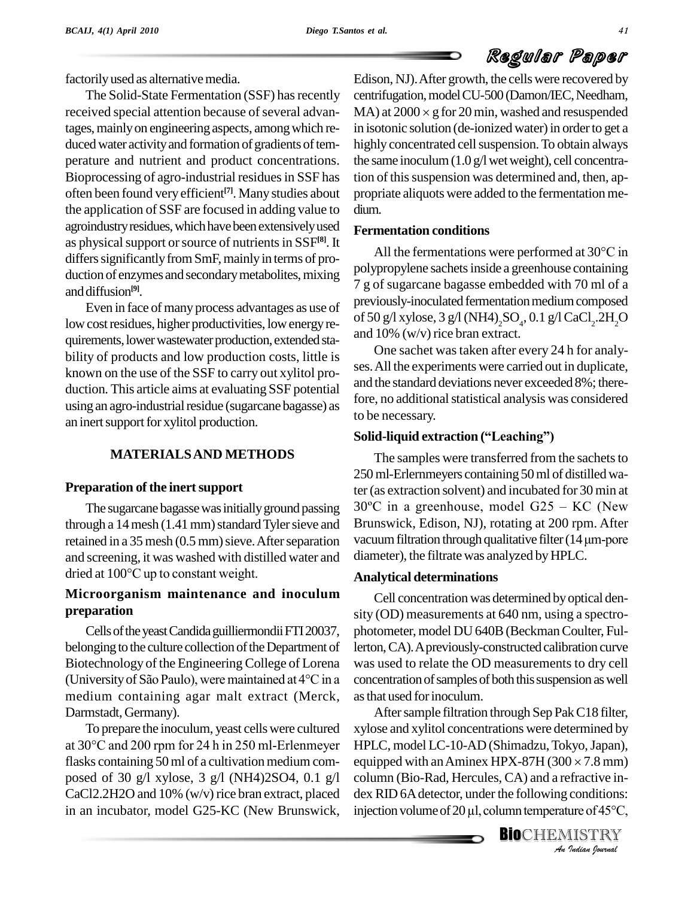factorily used as alternative media.

The Solid-State Fermentation (SSF) has recently received special attention because of several advantages, mainly on engineering aspects, among which reduced water activity and formation of gradients of temperature and nutrient and product concentrations. Bioprocessing of agro-industrial residues in SSF has often been found very efficient[7]. Many studies about the application of SSF are focused in adding value to agroindustry residues, which have been extensively used as physical support or source of nutrients in SSF[8]. It differs significantly from SmF, mainly in terms of production of enzymes and secondary metabolites, mixing and diffusion[9].

Even in face of many process advantages as use of low cost residues, higher productivities, low energy requirements, lower wastewater production, extended stability of products and low production costs, little is known on the use of the SSF to carry out xylitol production. This article aims at evaluating SSF potential using an agro-industrial residue (sugarcane bagasse) as an inert support for xylitol production.

## MATERIALS AND METHODS

### Preparation of the inert support

The sugarcane bagasse was initially ground passing through a 14 mesh (1.41 mm) standard Tyler sieve and retained in a 35 mesh (0.5 mm) sieve. After separation and screening, it was washed with distilled water and dried at 100°C up to constant weight.

### Microorganism maintenance and inoculum preparation

Cells of the yeast Candida guilliermondii FTI 20037, belonging to the culture collection of the Department of Biotechnology of the Engineering College of Lorena (University of São Paulo), were maintained at 4°C in a medium containing agar malt extract (Merck, Darmstadt, Germany).

To prepare the inoculum, yeast cells were cultured at 30°C and 200 rpm for 24 h in 250 ml-Erlenmeyer flasks containing 50 ml of a cultivation medium composed of 30 g/l xylose, 3 g/l (NH4)2SO4, 0.1 g/l CaCl2.2H2O and 10% (w/v) rice bran extract, placed in an incubator, model G25-KC (New Brunswick, Edison, NJ). After growth, the cells were recovered by centrifugation, model CU-500 (Damon/IEC, Needham, MA) at 2000 × g for 20 min, washed and resuspended in isotonic solution (de-ionized water) in order to get a highly concentrated cell suspension. To obtain always the same inoculum (1.0 g/l wet weight), cell concentration of this suspension was determined and, then, appropriate aliquots were added to the fermentation medium.

### Fermentation conditions

All the fermentations were performed at 30°C in polypropylene sachets inside a greenhouse containing 7 g of sugarcane bagasse embedded with 70 ml of a previously-inoculated fermentation medium composed of 50 g/l xylose, 3 g/l $(NH4)_2SO_4$, 0.1 g/l $CaCl_2.2H_2O$ and 10% (w/v) rice bran extract.

One sachet was taken after every 24 h for analyses. All the experiments were carried out in duplicate, and the standard deviations never exceeded 8%; therefore, no additional statistical analysis was considered to be necessary.

### Solid-liquid extraction ("Leaching")

The samples were transferred from the sachets to 250 ml-Erlernmeyers containing 50 ml of distilled water (as extraction solvent) and incubated for 30 min at 30ºC in a greenhouse, model G25 – KC (New Brunswick, Edison, NJ), rotating at 200 rpm. After vacuum filtration through qualitative filter (14 μm-pore diameter), the filtrate was analyzed by HPLC.

### Analytical determinations

Cell concentration was determined by optical density (OD) measurements at 640 nm, using a spectrophotometer, model DU 640B (Beckman Coulter, Fullerton, CA). A previously-constructed calibration curve was used to relate the OD measurements to dry cell concentration of samples of both this suspension as well as that used for inoculum.

After sample filtration through Sep Pak C18 filter, xylose and xylitol concentrations were determined by HPLC, model LC-10-AD (Shimadzu, Tokyo, Japan), equipped with an Aminex HPX-87H (300 × 7.8 mm) column (Bio-Rad, Hercules, CA) and a refractive index RID 6A detector, under the following conditions: injection volume of 20 μl, column temperature of 45°C,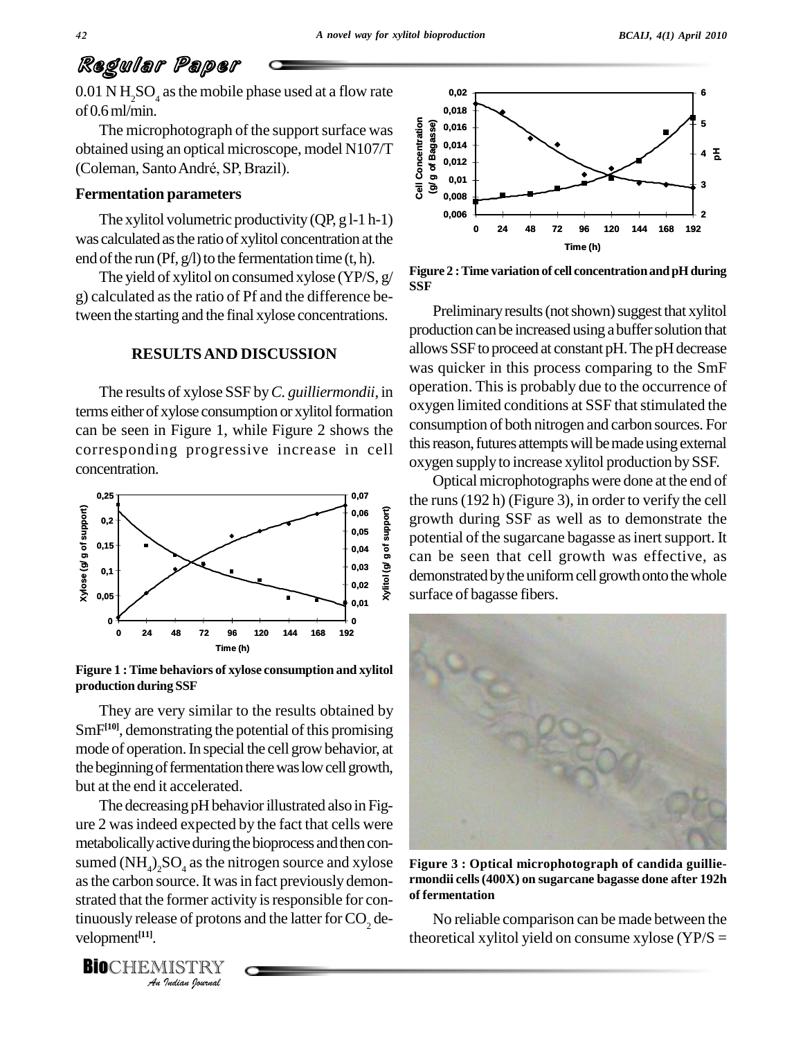## Regular Paper

0.01 N $H_2SO_4$ as the mobile phase used at a flow rate of 0.6 ml/min.

The microphotograph of the support surface was obtained using an optical microscope, model N107/T (Coleman, Santo André, SP, Brazil).

### Fermentation parameters

The xylitol volumetric productivity (QP, g l-1 h-1) was calculated as the ratio of xylitol concentration at the end of the run (Pf, g/l) to the fermentation time (t, h).

The yield of xylitol on consumed xylose (YP/S, g/g) calculated as the ratio of Pf and the difference between the starting and the final xylose concentrations.

## RESULTS AND DISCUSSION

The results of xylose SSF by *C. guilliermondii*, in terms either of xylose consumption or xylitol formation can be seen in Figure 1, while Figure 2 shows the corresponding progressive increase in cell concentration.

Xylose (g/ g of support)
0,25
0,2
0,15
0,1
0,05
0
Xylitol (g/ g of support)
0,07
0,06
0,05
0,04
0,03
0,02
0,01
0
0 24 48 72 96 120 144 168 192
Time (h)

**Figure 1 : Time behaviors of xylose consumption and xylitol production during SSF**

They are very similar to the results obtained by SmF[10], demonstrating the potential of this promising mode of operation. In special the cell grow behavior, at the beginning of fermentation there was low cell growth, but at the end it accelerated.

The decreasing pH behavior illustrated also in Figure 2 was indeed expected by the fact that cells were metabolically active during the bioprocess and then consumed $(NH_4)_2SO_4$ as the nitrogen source and xylose as the carbon source. It was in fact previously demonstrated that the former activity is responsible for continuously release of protons and the latter for $CO_2$ development[11].

Cell Concentration (g/ g of Bagasse)
0,02
0,018
0,016
0,014
0,012
0,01
0,008
0,006
pH
6
5
4
3
2
0 24 48 72 96 120 144 168 192
Time (h)

**Figure 2 : Time variation of cell concentration and pH during SSF**

Preliminary results (not shown) suggest that xylitol production can be increased using a buffer solution that allows SSF to proceed at constant pH. The pH decrease was quicker in this process comparing to the SmF operation. This is probably due to the occurrence of oxygen limited conditions at SSF that stimulated the consumption of both nitrogen and carbon sources. For this reason, futures attempts will be made using external oxygen supply to increase xylitol production by SSF.

Optical microphotographs were done at the end of the runs (192 h) (Figure 3), in order to verify the cell growth during SSF as well as to demonstrate the potential of the sugarcane bagasse as inert support. It can be seen that cell growth was effective, as demonstrated by the uniform cell growth onto the whole surface of bagasse fibers.

**Figure 3 : Optical microphotograph of candida guilliermondii cells (400X) on sugarcane bagasse done after 192h of fermentation**

No reliable comparison can be made between the theoretical xylitol yield on consume xylose (YP/S =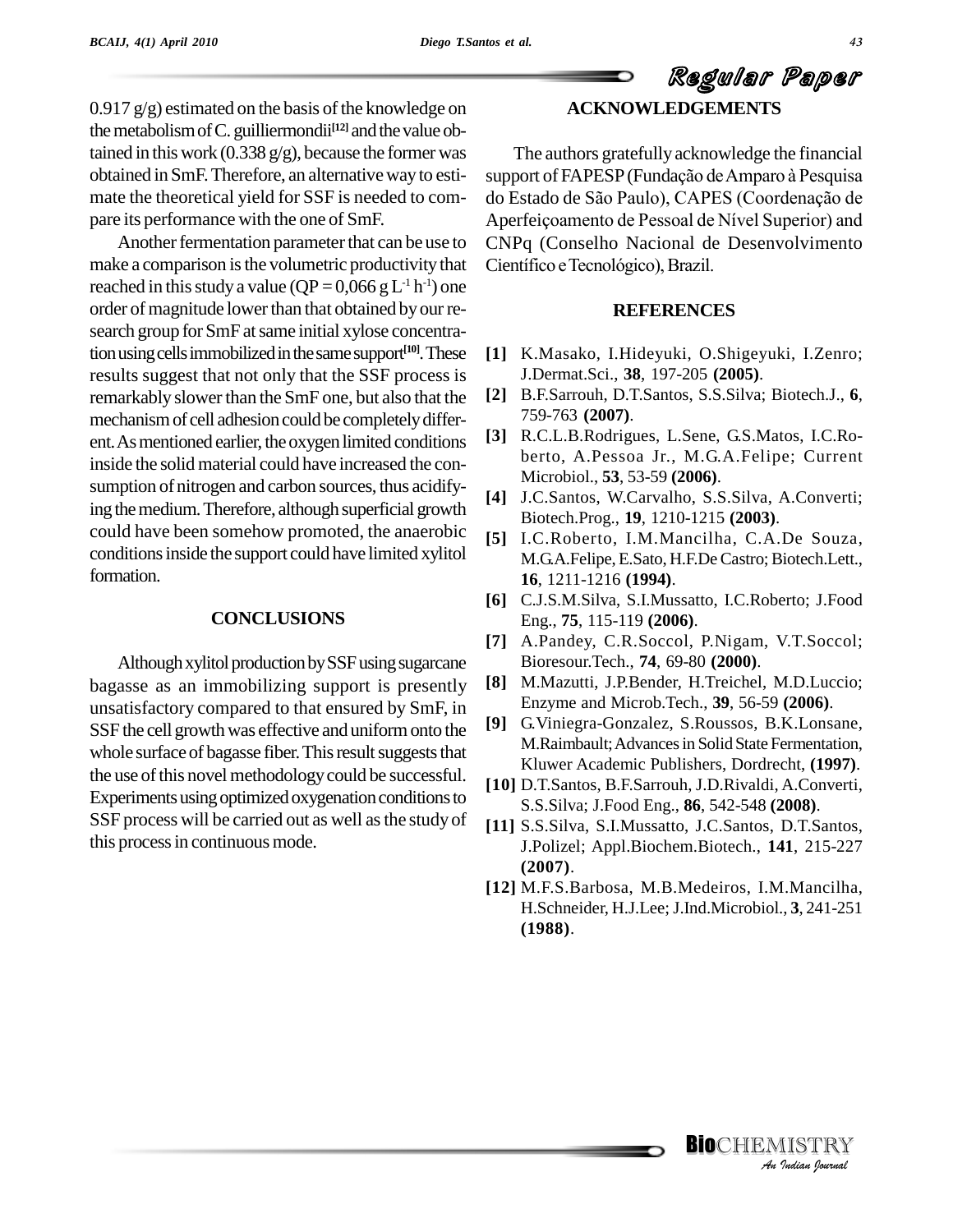0.917 g/g) estimated on the basis of the knowledge on the metabolism of C. guilliermondii[12] and the value obtained in this work (0.338 g/g), because the former was obtained in SmF. Therefore, an alternative way to estimate the theoretical yield for SSF is needed to compare its performance with the one of SmF.

Another fermentation parameter that can be use to make a comparison is the volumetric productivity that reached in this study a value ($QP = 0,066 \text{ g L}^{-1} \text{h}^{-1}$) one order of magnitude lower than that obtained by our research group for SmF at same initial xylose concentration using cells immobilized in the same support[10]. These results suggest that not only that the SSF process is remarkably slower than the SmF one, but also that the mechanism of cell adhesion could be completely different. As mentioned earlier, the oxygen limited conditions inside the solid material could have increased the consumption of nitrogen and carbon sources, thus acidifying the medium. Therefore, although superficial growth could have been somehow promoted, the anaerobic conditions inside the support could have limited xylitol formation.

## CONCLUSIONS

Although xylitol production by SSF using sugarcane bagasse as an immobilizing support is presently unsatisfactory compared to that ensured by SmF, in SSF the cell growth was effective and uniform onto the whole surface of bagasse fiber. This result suggests that the use of this novel methodology could be successful. Experiments using optimized oxygenation conditions to SSF process will be carried out as well as the study of this process in continuous mode.

## ACKNOWLEDGEMENTS

The authors gratefully acknowledge the financial support of FAPESP (Fundação de Amparo à Pesquisa do Estado de São Paulo), CAPES (Coordenação de Aperfeiçoamento de Pessoal de Nível Superior) and CNPq (Conselho Nacional de Desenvolvimento Científico e Tecnológico), Brazil.

## REFERENCES

**[1]** K.Masako, I.Hideyuki, O.Shigeyuki, I.Zenro; J.Dermat.Sci., **38**, 197-205 **(2005)**.

**[2]** B.F.Sarrouh, D.T.Santos, S.S.Silva; Biotech.J., **6**, 759-763 **(2007)**.

**[3]** R.C.L.B.Rodrigues, L.Sene, G.S.Matos, I.C.Roberto, A.Pessoa Jr., M.G.A.Felipe; Current Microbiol., **53**, 53-59 **(2006)**.

**[4]** J.C.Santos, W.Carvalho, S.S.Silva, A.Converti; Biotech.Prog., **19**, 1210-1215 **(2003)**.

**[5]** I.C.Roberto, I.M.Mancilha, C.A.De Souza, M.G.A.Felipe, E.Sato, H.F.De Castro; Biotech.Lett., **16**, 1211-1216 **(1994)**.

**[6]** C.J.S.M.Silva, S.I.Mussatto, I.C.Roberto; J.Food Eng., **75**, 115-119 **(2006)**.

**[7]** A.Pandey, C.R.Soccol, P.Nigam, V.T.Soccol; Bioresour.Tech., **74**, 69-80 **(2000)**.

**[8]** M.Mazutti, J.P.Bender, H.Treichel, M.D.Luccio; Enzyme and Microb.Tech., **39**, 56-59 **(2006)**.

**[9]** G.Viniegra-Gonzalez, S.Roussos, B.K.Lonsane, M.Raimbault; Advances in Solid State Fermentation, Kluwer Academic Publishers, Dordrecht, **(1997)**.

**[10]** D.T.Santos, B.F.Sarrouh, J.D.Rivaldi, A.Converti, S.S.Silva; J.Food Eng., **86**, 542-548 **(2008)**.

**[11]** S.S.Silva, S.I.Mussatto, J.C.Santos, D.T.Santos, J.Polizel; Appl.Biochem.Biotech., **141**, 215-227 **(2007)**.

**[12]** M.F.S.Barbosa, M.B.Medeiros, I.M.Mancilha, H.Schneider, H.J.Lee; J.Ind.Microbiol., **3**, 241-251 **(1988)**.